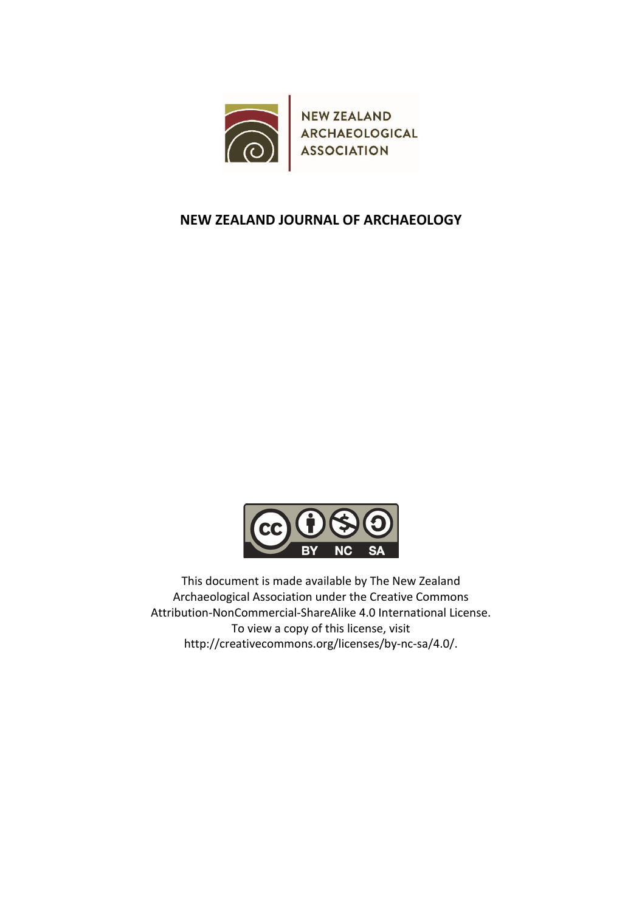NEW ZEALAND ARCHAEOLOGICAL ASSOCIATION

**NEW ZEALAND JOURNAL OF ARCHAEOLOGY**

This document is made available by The New Zealand Archaeological Association under the Creative Commons Attribution-NonCommercial-ShareAlike 4.0 International License. To view a copy of this license, visit http://creativecommons.org/licenses/by-nc-sa/4.0/.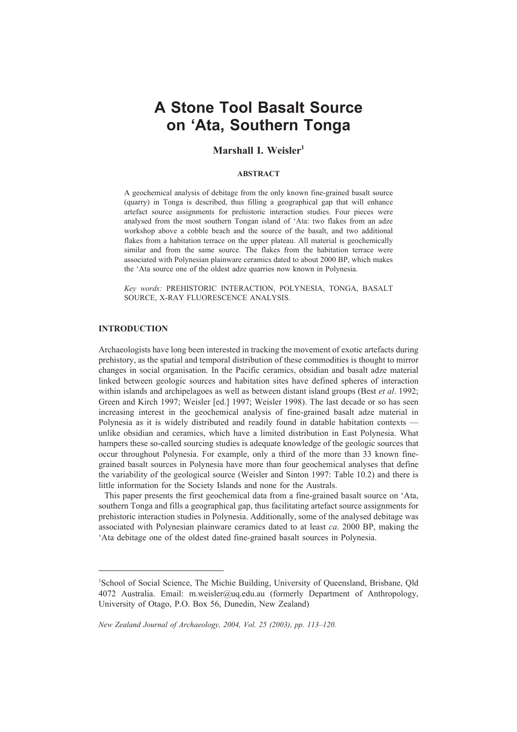# A Stone Tool Basalt Source on ʻAta, Southern Tonga

**Marshall I. Weisler**[1]

#### ABSTRACT

A geochemical analysis of debitage from the only known fine-grained basalt source (quarry) in Tonga is described, thus filling a geographical gap that will enhance artefact source assignments for prehistoric interaction studies. Four pieces were analysed from the most southern Tongan island of ʻAta: two flakes from an adze workshop above a cobble beach and the source of the basalt, and two additional flakes from a habitation terrace on the upper plateau. All material is geochemically similar and from the same source. The flakes from the habitation terrace were associated with Polynesian plainware ceramics dated to about 2000 BP, which makes the ʻAta source one of the oldest adze quarries now known in Polynesia.

*Key words:* PREHISTORIC INTERACTION, POLYNESIA, TONGA, BASALT SOURCE, X-RAY FLUORESCENCE ANALYSIS.

#### INTRODUCTION

Archaeologists have long been interested in tracking the movement of exotic artefacts during prehistory, as the spatial and temporal distribution of these commodities is thought to mirror changes in social organisation. In the Pacific ceramics, obsidian and basalt adze material linked between geologic sources and habitation sites have defined spheres of interaction within islands and archipelagoes as well as between distant island groups (Best *et al*. 1992; Green and Kirch 1997; Weisler [ed.] 1997; Weisler 1998). The last decade or so has seen increasing interest in the geochemical analysis of fine-grained basalt adze material in Polynesia as it is widely distributed and readily found in datable habitation contexts — unlike obsidian and ceramics, which have a limited distribution in East Polynesia. What hampers these so-called sourcing studies is adequate knowledge of the geologic sources that occur throughout Polynesia. For example, only a third of the more than 33 known fine-grained basalt sources in Polynesia have more than four geochemical analyses that define the variability of the geological source (Weisler and Sinton 1997: Table 10.2) and there is little information for the Society Islands and none for the Australs.

This paper presents the first geochemical data from a fine-grained basalt source on ʻAta, southern Tonga and fills a geographical gap, thus facilitating artefact source assignments for prehistoric interaction studies in Polynesia. Additionally, some of the analysed debitage was associated with Polynesian plainware ceramics dated to at least *ca*. 2000 BP, making the ʻAta debitage one of the oldest dated fine-grained basalt sources in Polynesia.

---

[1]School of Social Science, The Michie Building, University of Queensland, Brisbane, Qld 4072 Australia. Email: m.weisler@uq.edu.au (formerly Department of Anthropology, University of Otago, P.O. Box 56, Dunedin, New Zealand)

*New Zealand Journal of Archaeology, 2004, Vol. 25 (2003), pp. 113–120.*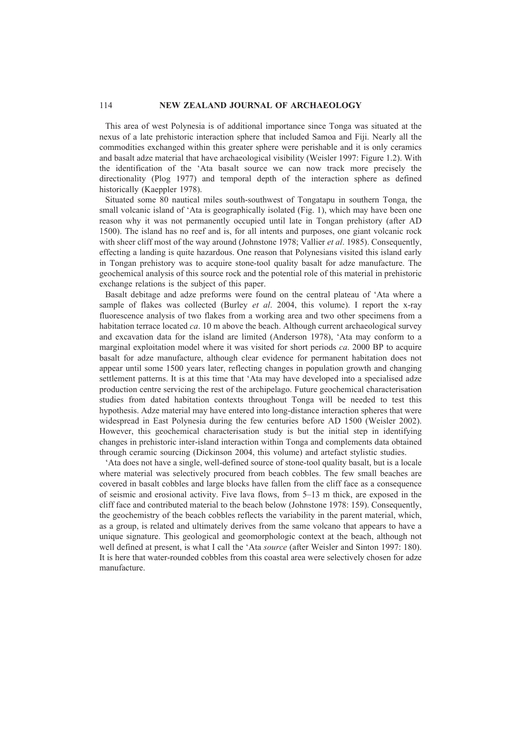This area of west Polynesia is of additional importance since Tonga was situated at the nexus of a late prehistoric interaction sphere that included Samoa and Fiji. Nearly all the commodities exchanged within this greater sphere were perishable and it is only ceramics and basalt adze material that have archaeological visibility (Weisler 1997: Figure 1.2). With the identification of the 'Ata basalt source we can now track more precisely the directionality (Plog 1977) and temporal depth of the interaction sphere as defined historically (Kaeppler 1978).

Situated some 80 nautical miles south-southwest of Tongatapu in southern Tonga, the small volcanic island of 'Ata is geographically isolated (Fig. 1), which may have been one reason why it was not permanently occupied until late in Tongan prehistory (after AD 1500). The island has no reef and is, for all intents and purposes, one giant volcanic rock with sheer cliff most of the way around (Johnstone 1978; Vallier *et al*. 1985). Consequently, effecting a landing is quite hazardous. One reason that Polynesians visited this island early in Tongan prehistory was to acquire stone-tool quality basalt for adze manufacture. The geochemical analysis of this source rock and the potential role of this material in prehistoric exchange relations is the subject of this paper.

Basalt debitage and adze preforms were found on the central plateau of 'Ata where a sample of flakes was collected (Burley *et al*. 2004, this volume). I report the x-ray fluorescence analysis of two flakes from a working area and two other specimens from a habitation terrace located *ca*. 10 m above the beach. Although current archaeological survey and excavation data for the island are limited (Anderson 1978), 'Ata may conform to a marginal exploitation model where it was visited for short periods *ca*. 2000 BP to acquire basalt for adze manufacture, although clear evidence for permanent habitation does not appear until some 1500 years later, reflecting changes in population growth and changing settlement patterns. It is at this time that 'Ata may have developed into a specialised adze production centre servicing the rest of the archipelago. Future geochemical characterisation studies from dated habitation contexts throughout Tonga will be needed to test this hypothesis. Adze material may have entered into long-distance interaction spheres that were widespread in East Polynesia during the few centuries before AD 1500 (Weisler 2002). However, this geochemical characterisation study is but the initial step in identifying changes in prehistoric inter-island interaction within Tonga and complements data obtained through ceramic sourcing (Dickinson 2004, this volume) and artefact stylistic studies.

'Ata does not have a single, well-defined source of stone-tool quality basalt, but is a locale where material was selectively procured from beach cobbles. The few small beaches are covered in basalt cobbles and large blocks have fallen from the cliff face as a consequence of seismic and erosional activity. Five lava flows, from 5–13 m thick, are exposed in the cliff face and contributed material to the beach below (Johnstone 1978: 159). Consequently, the geochemistry of the beach cobbles reflects the variability in the parent material, which, as a group, is related and ultimately derives from the same volcano that appears to have a unique signature. This geological and geomorphologic context at the beach, although not well defined at present, is what I call the 'Ata *source* (after Weisler and Sinton 1997: 180). It is here that water-rounded cobbles from this coastal area were selectively chosen for adze manufacture.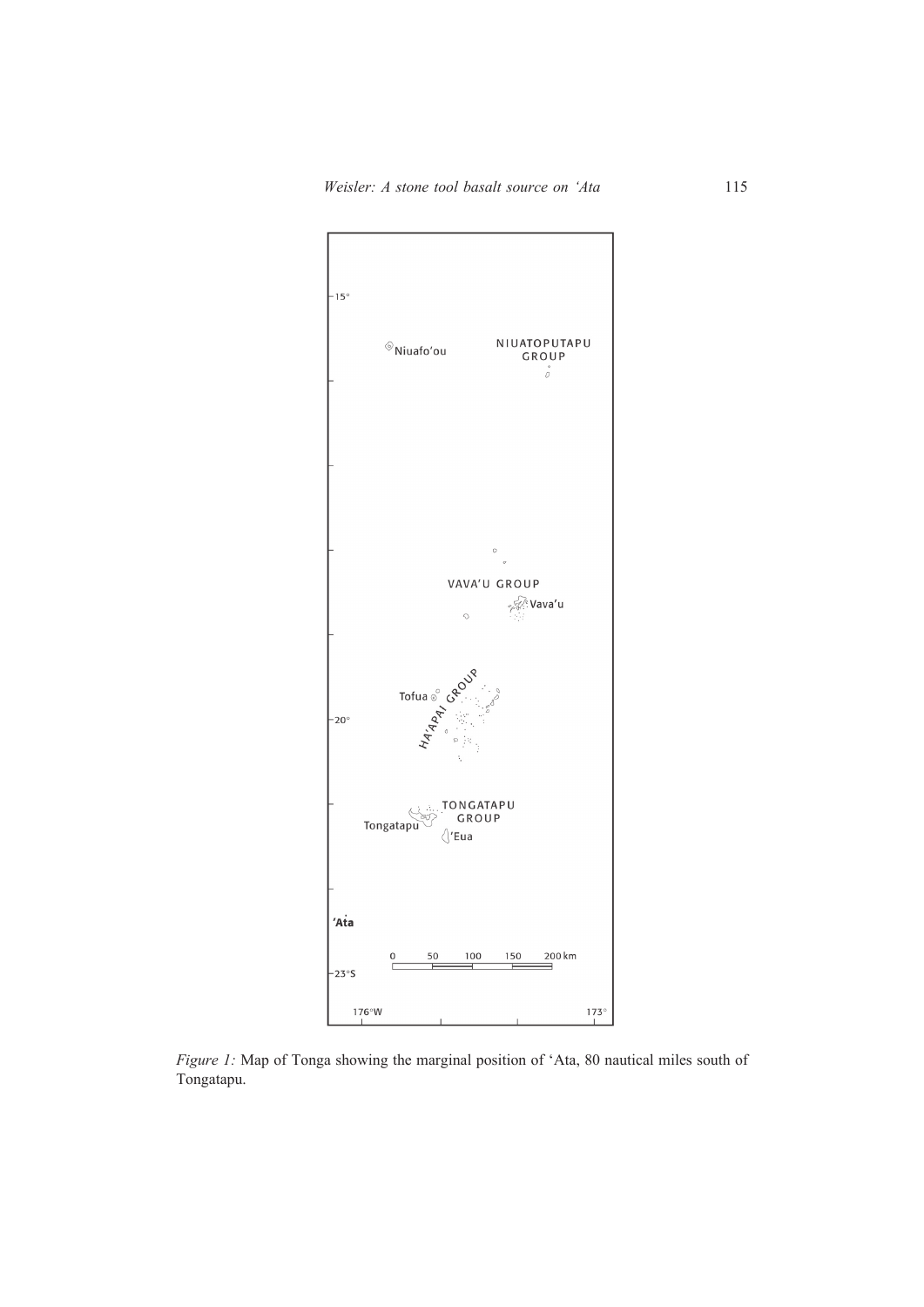*Figure 1:* Map of Tonga showing the marginal position of 'Ata, 80 nautical miles south of Tongatapu.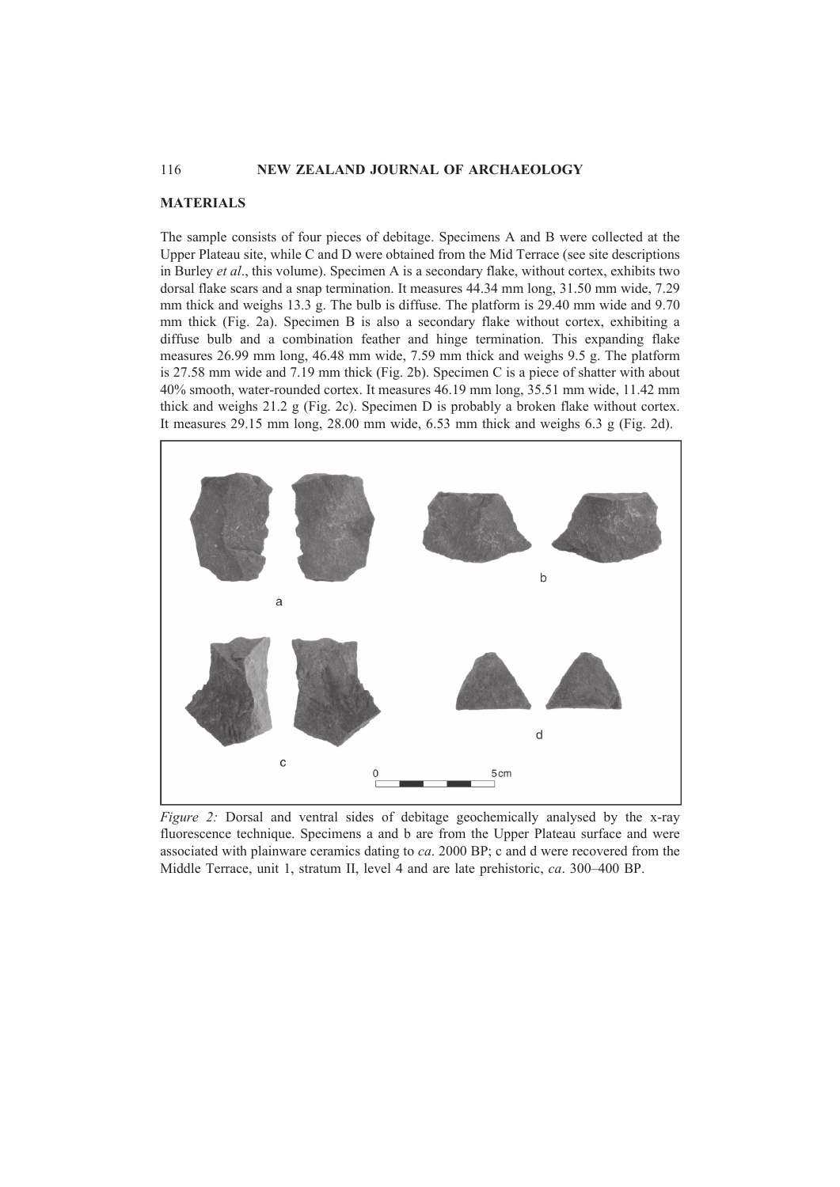## MATERIALS

The sample consists of four pieces of debitage. Specimens A and B were collected at the Upper Plateau site, while C and D were obtained from the Mid Terrace (see site descriptions in Burley *et al*., this volume). Specimen A is a secondary flake, without cortex, exhibits two dorsal flake scars and a snap termination. It measures 44.34 mm long, 31.50 mm wide, 7.29 mm thick and weighs 13.3 g. The bulb is diffuse. The platform is 29.40 mm wide and 9.70 mm thick (Fig. 2a). Specimen B is also a secondary flake without cortex, exhibiting a diffuse bulb and a combination feather and hinge termination. This expanding flake measures 26.99 mm long, 46.48 mm wide, 7.59 mm thick and weighs 9.5 g. The platform is 27.58 mm wide and 7.19 mm thick (Fig. 2b). Specimen C is a piece of shatter with about 40% smooth, water-rounded cortex. It measures 46.19 mm long, 35.51 mm wide, 11.42 mm thick and weighs 21.2 g (Fig. 2c). Specimen D is probably a broken flake without cortex. It measures 29.15 mm long, 28.00 mm wide, 6.53 mm thick and weighs 6.3 g (Fig. 2d).

*Figure 2:* Dorsal and ventral sides of debitage geochemically analysed by the x-ray fluorescence technique. Specimens a and b are from the Upper Plateau surface and were associated with plainware ceramics dating to *ca*. 2000 BP; c and d were recovered from the Middle Terrace, unit 1, stratum II, level 4 and are late prehistoric, *ca*. 300–400 BP.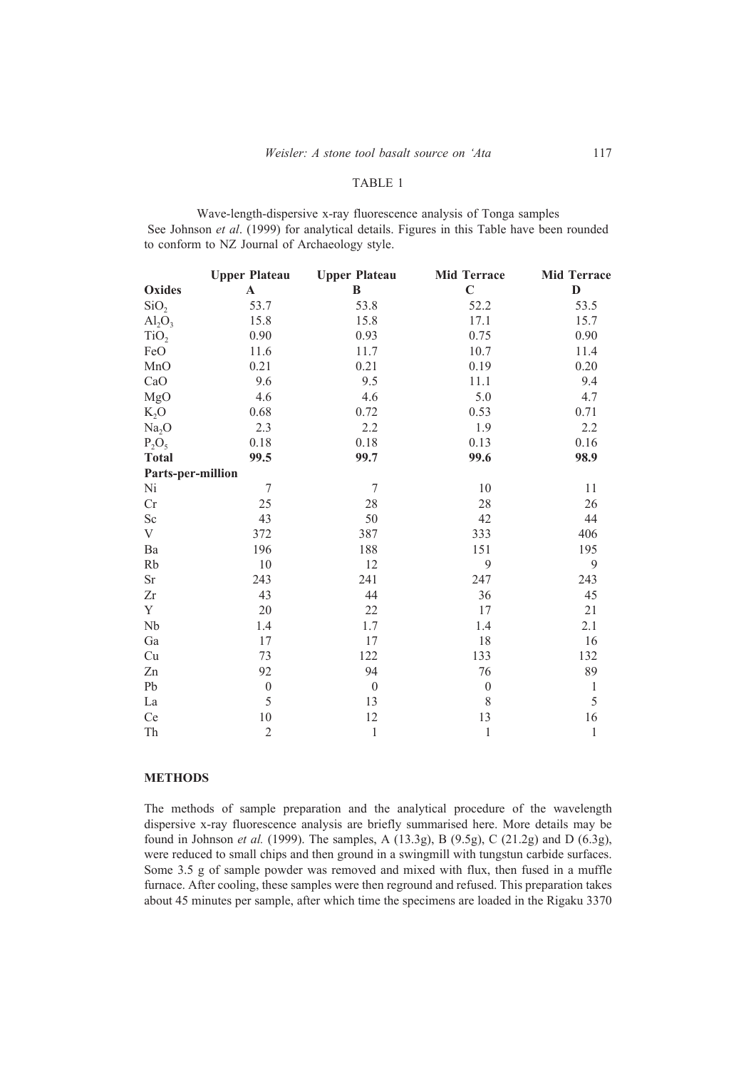TABLE 1

Wave-length-dispersive x-ray fluorescence analysis of Tonga samples
See Johnson *et al*. (1999) for analytical details. Figures in this Table have been rounded to conform to NZ Journal of Archaeology style.

| Oxides | Upper Plateau A | Upper Plateau B | Mid Terrace C | Mid Terrace D |
|---|---|---|---|---|
| $SiO_2$ | 53.7 | 53.8 | 52.2 | 53.5 |
| $Al_2O_3$ | 15.8 | 15.8 | 17.1 | 15.7 |
| $TiO_2$ | 0.90 | 0.93 | 0.75 | 0.90 |
| FeO | 11.6 | 11.7 | 10.7 | 11.4 |
| MnO | 0.21 | 0.21 | 0.19 | 0.20 |
| CaO | 9.6 | 9.5 | 11.1 | 9.4 |
| MgO | 4.6 | 4.6 | 5.0 | 4.7 |
| $K_2O$ | 0.68 | 0.72 | 0.53 | 0.71 |
| $Na_2O$ | 2.3 | 2.2 | 1.9 | 2.2 |
| $P_2O_5$ | 0.18 | 0.18 | 0.13 | 0.16 |
| **Total** | **99.5** | **99.7** | **99.6** | **98.9** |
| **Parts-per-million** | | | | |
| Ni | 7 | 7 | 10 | 11 |
| Cr | 25 | 28 | 28 | 26 |
| Sc | 43 | 50 | 42 | 44 |
| V | 372 | 387 | 333 | 406 |
| Ba | 196 | 188 | 151 | 195 |
| Rb | 10 | 12 | 9 | 9 |
| Sr | 243 | 241 | 247 | 243 |
| Zr | 43 | 44 | 36 | 45 |
| Y | 20 | 22 | 17 | 21 |
| Nb | 1.4 | 1.7 | 1.4 | 2.1 |
| Ga | 17 | 17 | 18 | 16 |
| Cu | 73 | 122 | 133 | 132 |
| Zn | 92 | 94 | 76 | 89 |
| Pb | 0 | 0 | 0 | 1 |
| La | 5 | 13 | 8 | 5 |
| Ce | 10 | 12 | 13 | 16 |
| Th | 2 | 1 | 1 | 1 |

**METHODS**

The methods of sample preparation and the analytical procedure of the wavelength dispersive x-ray fluorescence analysis are briefly summarised here. More details may be found in Johnson *et al.* (1999). The samples, A (13.3g), B (9.5g), C (21.2g) and D (6.3g), were reduced to small chips and then ground in a swingmill with tungstun carbide surfaces. Some 3.5 g of sample powder was removed and mixed with flux, then fused in a muffle furnace. After cooling, these samples were then reground and refused. This preparation takes about 45 minutes per sample, after which time the specimens are loaded in the Rigaku 3370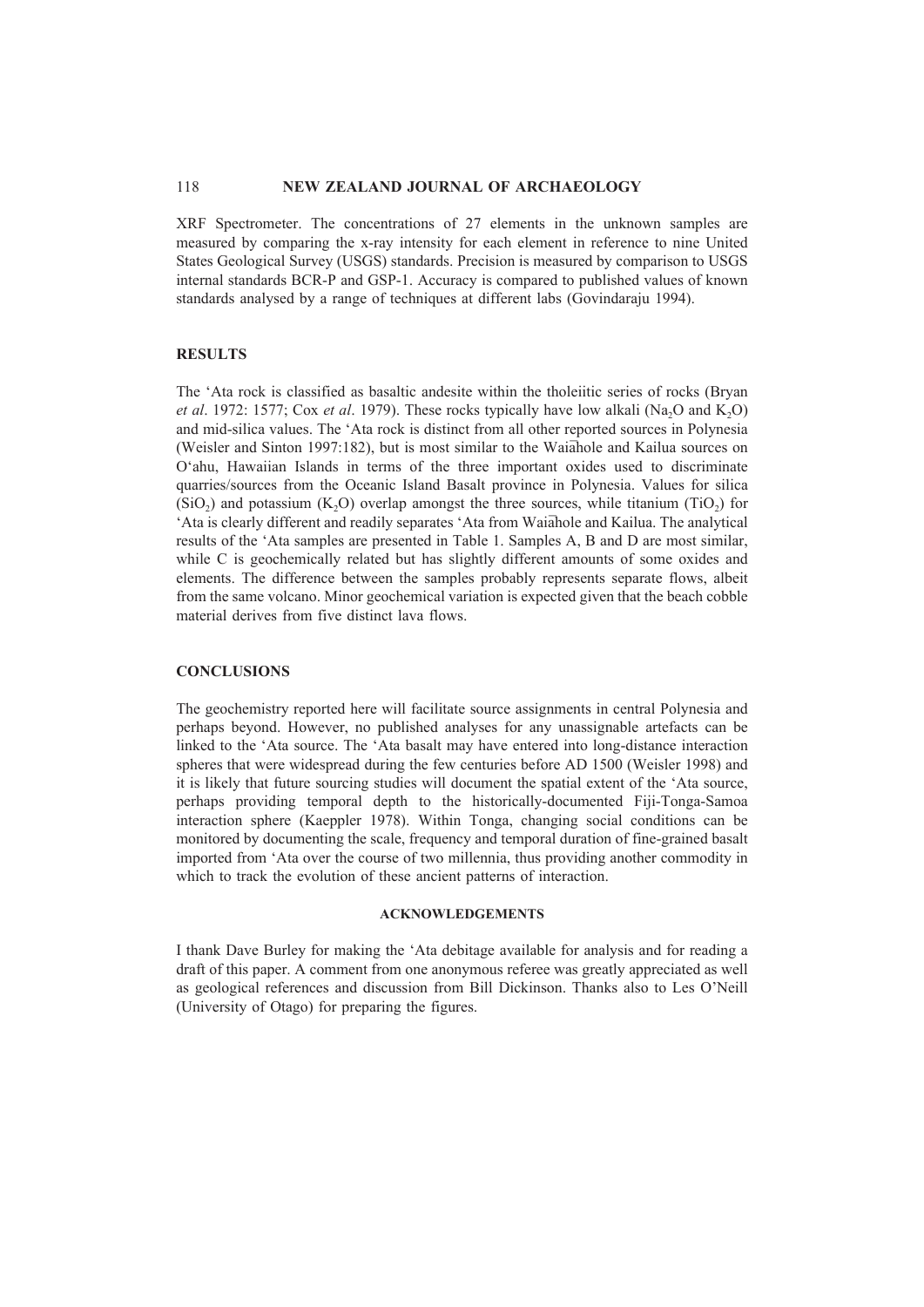XRF Spectrometer. The concentrations of 27 elements in the unknown samples are measured by comparing the x-ray intensity for each element in reference to nine United States Geological Survey (USGS) standards. Precision is measured by comparison to USGS internal standards BCR-P and GSP-1. Accuracy is compared to published values of known standards analysed by a range of techniques at different labs (Govindaraju 1994).

## RESULTS

The 'Ata rock is classified as basaltic andesite within the tholeiitic series of rocks (Bryan *et al*. 1972: 1577; Cox *et al*. 1979). These rocks typically have low alkali ($Na_2O$ and $K_2O$) and mid-silica values. The 'Ata rock is distinct from all other reported sources in Polynesia (Weisler and Sinton 1997:182), but is most similar to the Waiāhole and Kailua sources on O'ahu, Hawaiian Islands in terms of the three important oxides used to discriminate quarries/sources from the Oceanic Island Basalt province in Polynesia. Values for silica ($SiO_2$) and potassium ($K_2O$) overlap amongst the three sources, while titanium ($TiO_2$) for 'Ata is clearly different and readily separates 'Ata from Waiāhole and Kailua. The analytical results of the 'Ata samples are presented in Table 1. Samples A, B and D are most similar, while C is geochemically related but has slightly different amounts of some oxides and elements. The difference between the samples probably represents separate flows, albeit from the same volcano. Minor geochemical variation is expected given that the beach cobble material derives from five distinct lava flows.

## CONCLUSIONS

The geochemistry reported here will facilitate source assignments in central Polynesia and perhaps beyond. However, no published analyses for any unassignable artefacts can be linked to the 'Ata source. The 'Ata basalt may have entered into long-distance interaction spheres that were widespread during the few centuries before AD 1500 (Weisler 1998) and it is likely that future sourcing studies will document the spatial extent of the 'Ata source, perhaps providing temporal depth to the historically-documented Fiji-Tonga-Samoa interaction sphere (Kaeppler 1978). Within Tonga, changing social conditions can be monitored by documenting the scale, frequency and temporal duration of fine-grained basalt imported from 'Ata over the course of two millennia, thus providing another commodity in which to track the evolution of these ancient patterns of interaction.

### ACKNOWLEDGEMENTS

I thank Dave Burley for making the 'Ata debitage available for analysis and for reading a draft of this paper. A comment from one anonymous referee was greatly appreciated as well as geological references and discussion from Bill Dickinson. Thanks also to Les O'Neill (University of Otago) for preparing the figures.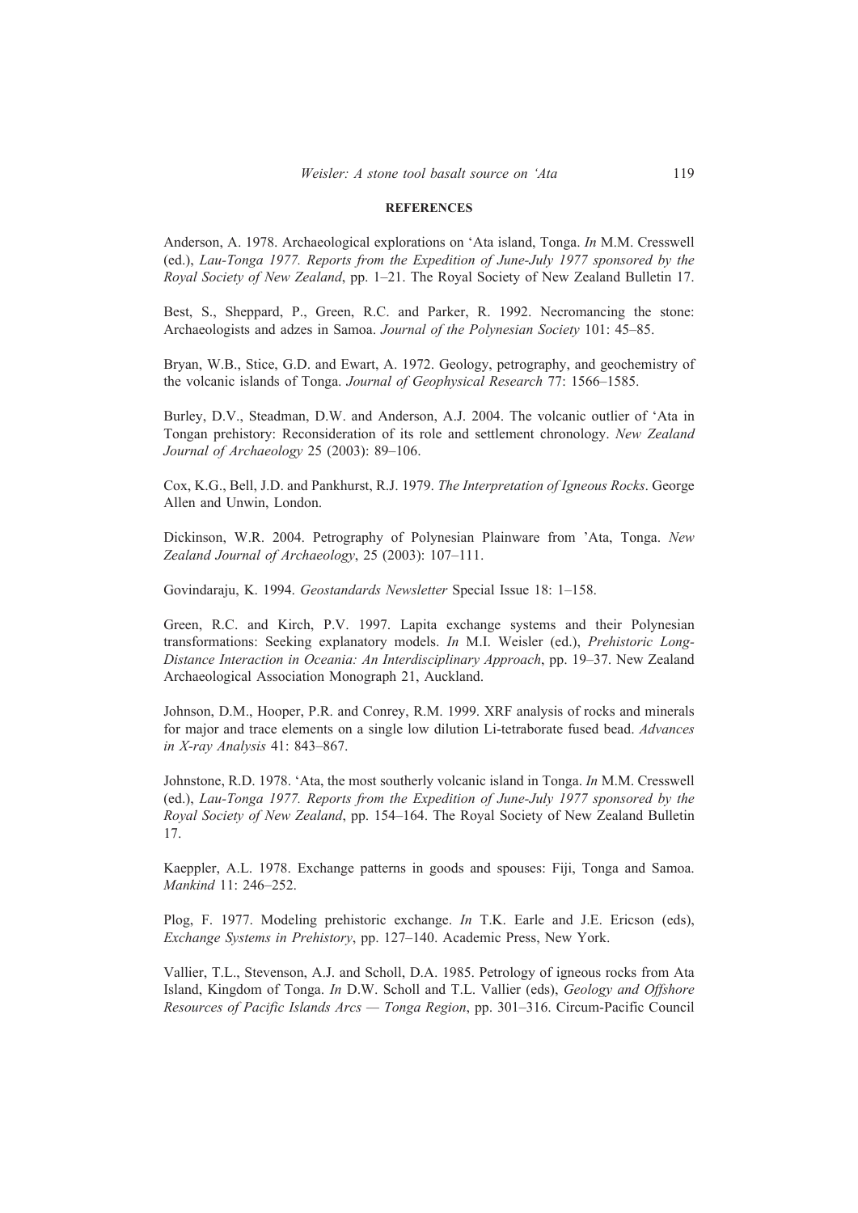## REFERENCES

Anderson, A. 1978. Archaeological explorations on 'Ata island, Tonga. *In* M.M. Cresswell (ed.), *Lau-Tonga 1977. Reports from the Expedition of June-July 1977 sponsored by the Royal Society of New Zealand*, pp. 1–21. The Royal Society of New Zealand Bulletin 17.

Best, S., Sheppard, P., Green, R.C. and Parker, R. 1992. Necromancing the stone: Archaeologists and adzes in Samoa. *Journal of the Polynesian Society* 101: 45–85.

Bryan, W.B., Stice, G.D. and Ewart, A. 1972. Geology, petrography, and geochemistry of the volcanic islands of Tonga. *Journal of Geophysical Research* 77: 1566–1585.

Burley, D.V., Steadman, D.W. and Anderson, A.J. 2004. The volcanic outlier of 'Ata in Tongan prehistory: Reconsideration of its role and settlement chronology. *New Zealand Journal of Archaeology* 25 (2003): 89–106.

Cox, K.G., Bell, J.D. and Pankhurst, R.J. 1979. *The Interpretation of Igneous Rocks*. George Allen and Unwin, London.

Dickinson, W.R. 2004. Petrography of Polynesian Plainware from 'Ata, Tonga. *New Zealand Journal of Archaeology*, 25 (2003): 107–111.

Govindaraju, K. 1994. *Geostandards Newsletter* Special Issue 18: 1–158.

Green, R.C. and Kirch, P.V. 1997. Lapita exchange systems and their Polynesian transformations: Seeking explanatory models. *In* M.I. Weisler (ed.), *Prehistoric Long-Distance Interaction in Oceania: An Interdisciplinary Approach*, pp. 19–37. New Zealand Archaeological Association Monograph 21, Auckland.

Johnson, D.M., Hooper, P.R. and Conrey, R.M. 1999. XRF analysis of rocks and minerals for major and trace elements on a single low dilution Li-tetraborate fused bead. *Advances in X-ray Analysis* 41: 843–867.

Johnstone, R.D. 1978. 'Ata, the most southerly volcanic island in Tonga. *In* M.M. Cresswell (ed.), *Lau-Tonga 1977. Reports from the Expedition of June-July 1977 sponsored by the Royal Society of New Zealand*, pp. 154–164. The Royal Society of New Zealand Bulletin 17.

Kaeppler, A.L. 1978. Exchange patterns in goods and spouses: Fiji, Tonga and Samoa. *Mankind* 11: 246–252.

Plog, F. 1977. Modeling prehistoric exchange. *In* T.K. Earle and J.E. Ericson (eds), *Exchange Systems in Prehistory*, pp. 127–140. Academic Press, New York.

Vallier, T.L., Stevenson, A.J. and Scholl, D.A. 1985. Petrology of igneous rocks from Ata Island, Kingdom of Tonga. *In* D.W. Scholl and T.L. Vallier (eds), *Geology and Offshore Resources of Pacific Islands Arcs — Tonga Region*, pp. 301–316. Circum-Pacific Council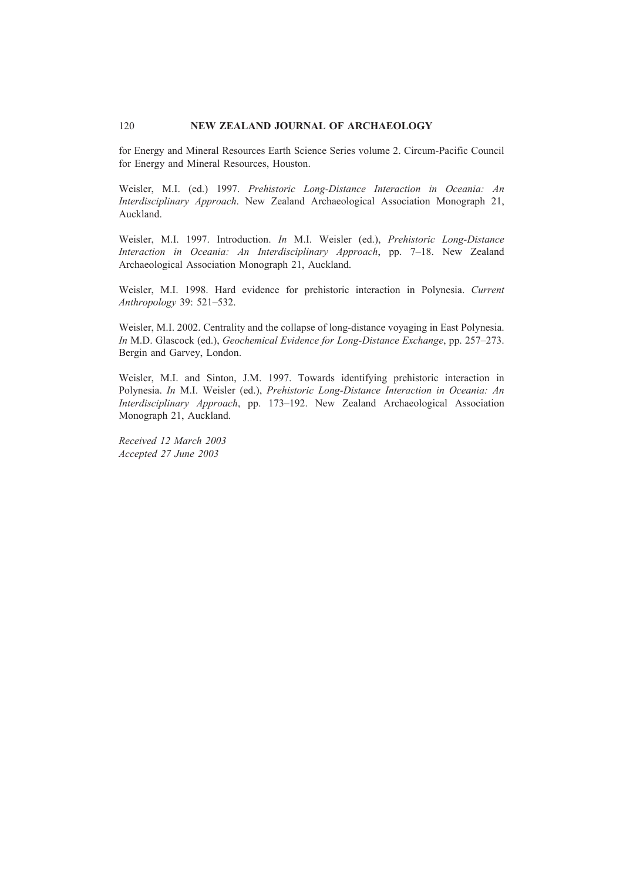for Energy and Mineral Resources Earth Science Series volume 2. Circum-Pacific Council for Energy and Mineral Resources, Houston.

Weisler, M.I. (ed.) 1997. *Prehistoric Long-Distance Interaction in Oceania: An Interdisciplinary Approach*. New Zealand Archaeological Association Monograph 21, Auckland.

Weisler, M.I. 1997. Introduction. *In* M.I. Weisler (ed.), *Prehistoric Long-Distance Interaction in Oceania: An Interdisciplinary Approach*, pp. 7–18. New Zealand Archaeological Association Monograph 21, Auckland.

Weisler, M.I. 1998. Hard evidence for prehistoric interaction in Polynesia. *Current Anthropology* 39: 521–532.

Weisler, M.I. 2002. Centrality and the collapse of long-distance voyaging in East Polynesia. *In* M.D. Glascock (ed.), *Geochemical Evidence for Long-Distance Exchange*, pp. 257–273. Bergin and Garvey, London.

Weisler, M.I. and Sinton, J.M. 1997. Towards identifying prehistoric interaction in Polynesia. *In* M.I. Weisler (ed.), *Prehistoric Long-Distance Interaction in Oceania: An Interdisciplinary Approach*, pp. 173–192. New Zealand Archaeological Association Monograph 21, Auckland.

*Received 12 March 2003*
*Accepted 27 June 2003*